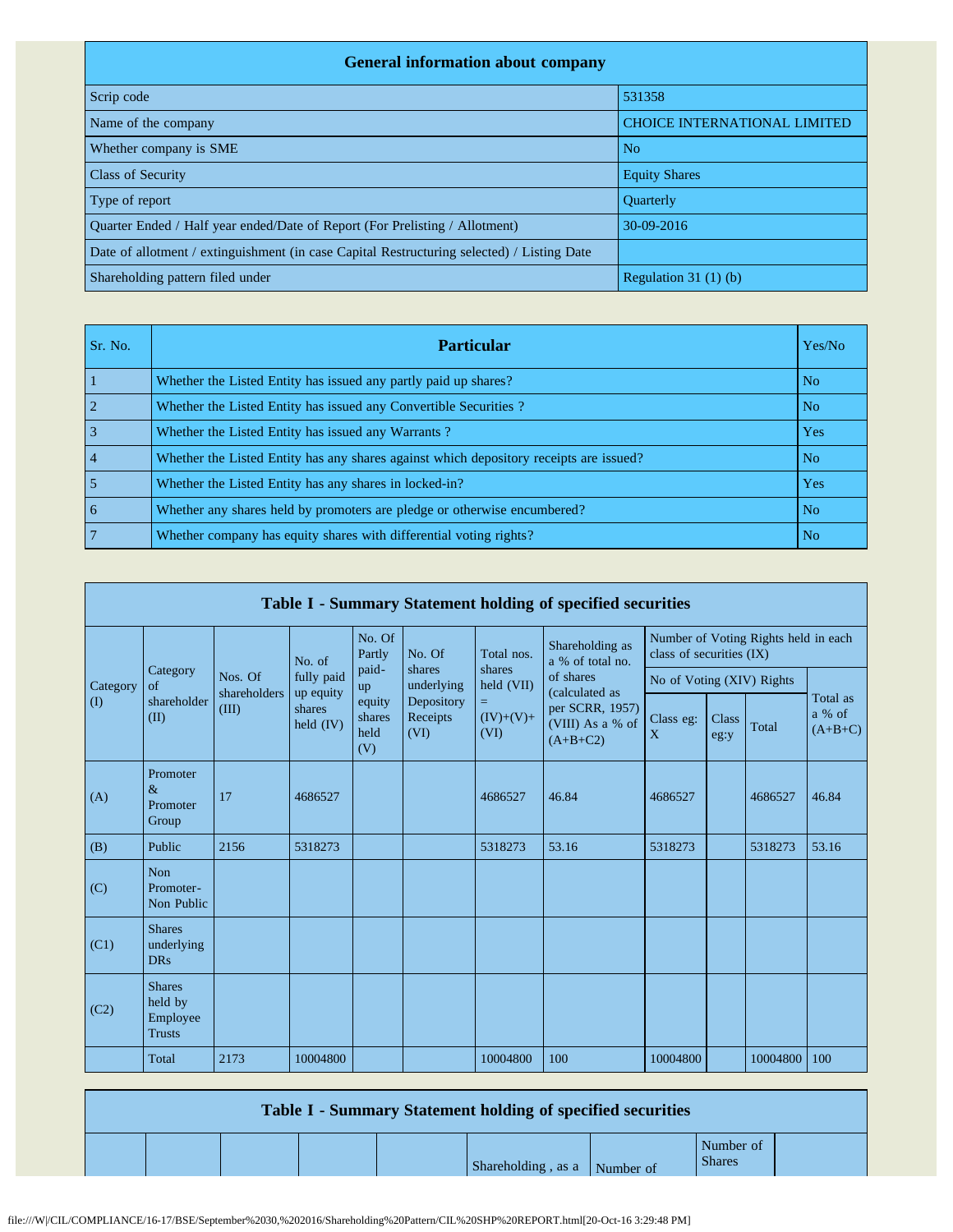| General information about company | |
|---|---|
| Scrip code | 531358 |
| Name of the company | CHOICE INTERNATIONAL LIMITED |
| Whether company is SME | No |
| Class of Security | Equity Shares |
| Type of report | Quarterly |
| Quarter Ended / Half year ended/Date of Report (For Prelisting / Allotment) | 30-09-2016 |
| Date of allotment / extinguishment (in case Capital Restructuring selected) / Listing Date | |
| Shareholding pattern filed under | Regulation 31 (1) (b) |

| Sr. No. | Particular | Yes/No |
|---|---|---|
| 1 | Whether the Listed Entity has issued any partly paid up shares? | No |
| 2 | Whether the Listed Entity has issued any Convertible Securities ? | No |
| 3 | Whether the Listed Entity has issued any Warrants ? | Yes |
| 4 | Whether the Listed Entity has any shares against which depository receipts are issued? | No |
| 5 | Whether the Listed Entity has any shares in locked-in? | Yes |
| 6 | Whether any shares held by promoters are pledge or otherwise encumbered? | No |
| 7 | Whether company has equity shares with differential voting rights? | No |

**Table I - Summary Statement holding of specified securities**

| Category (I) | Category of shareholder (II) | Nos. Of shareholders (III) | No. of fully paid up equity shares held (IV) | No. Of Partly paid-up equity shares held (V) | No. Of shares underlying Depository Receipts (VI) | Total nos. shares held (VII) = (IV)+(V)+ (VI) | Shareholding as a % of total no. of shares (calculated as per SCRR, 1957) (VIII) As a % of (A+B+C2) | Number of Voting Rights held in each class of securities (IX) | | | |
|---|---|---|---|---|---|---|---|---|---|---|---|
| | | | | | | | | No of Voting (XIV) Rights | | | Total as a % of (A+B+C) |
| | | | | | | | | Class eg: X | Class eg:y | Total | |
| (A) | Promoter & Promoter Group | 17 | 4686527 | | | 4686527 | 46.84 | 4686527 | | 4686527 | 46.84 |
| (B) | Public | 2156 | 5318273 | | | 5318273 | 53.16 | 5318273 | | 5318273 | 53.16 |
| (C) | Non Promoter- Non Public | | | | | | | | | | |
| (C1) | Shares underlying DRs | | | | | | | | | | |
| (C2) | Shares held by Employee Trusts | | | | | | | | | | |
| | Total | 2173 | 10004800 | | | 10004800 | 100 | 10004800 | | 10004800 | 100 |

**Table I - Summary Statement holding of specified securities**

| | | | | | Shareholding , as a | Number of | Number of Shares | |
|---|---|---|---|---|---|---|---|---|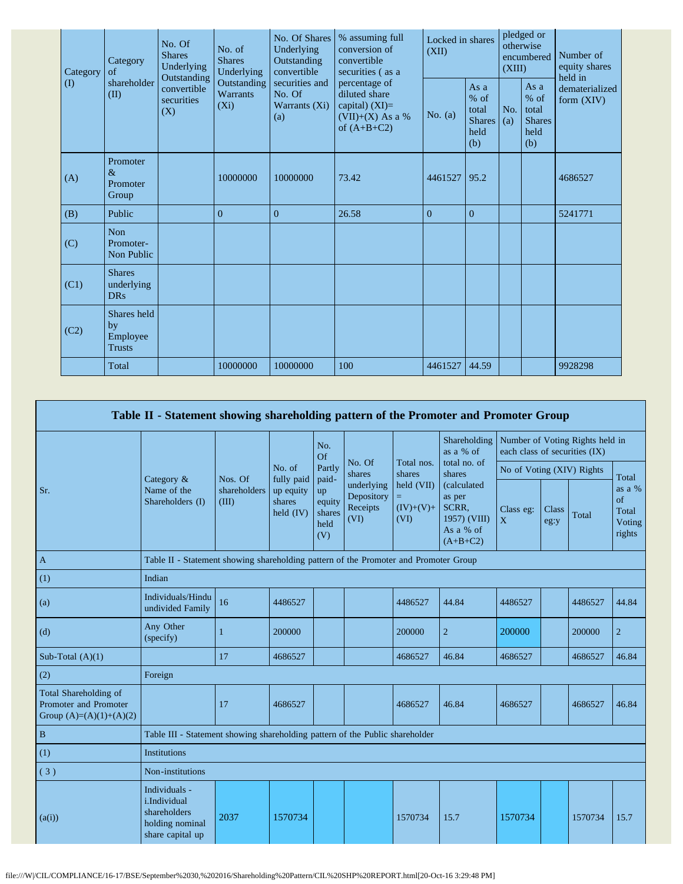| Category (I) | Category of shareholder (II) | No. Of Shares Underlying Outstanding convertible securities (X) | No. of Shares Underlying Outstanding Warrants (Xi) | No. Of Shares Underlying Outstanding convertible securities and No. Of Warrants (Xi) (a) | % assuming full conversion of convertible securities ( as a percentage of diluted share capital) (XI)= (VII)+(X) As a % of (A+B+C2) | Locked in shares (XII) | | pledged or otherwise encumbered (XIII) | | Number of equity shares held in dematerialized form (XIV) |
|---|---|---|---|---|---|---|---|---|---|---|
| | | | | | | No. (a) | As a % of total Shares held (b) | No. (a) | As a % of total Shares held (b) | |
| (A) | Promoter & Promoter Group | | 10000000 | 10000000 | 73.42 | 4461527 | 95.2 | | | 4686527 |
| (B) | Public | | 0 | 0 | 26.58 | 0 | 0 | | | 5241771 |
| (C) | Non Promoter-Non Public | | | | | | | | | |
| (C1) | Shares underlying DRs | | | | | | | | | |
| (C2) | Shares held by Employee Trusts | | | | | | | | | |
| | Total | | 10000000 | 10000000 | 100 | 4461527 | 44.59 | | | 9928298 |

## Table II - Statement showing shareholding pattern of the Promoter and Promoter Group

| Sr. | Category & Name of the Shareholders (I) | Nos. Of shareholders (III) | No. of fully paid up equity shares held (IV) | No. Of Partly paid-up equity shares held (V) | No. Of shares underlying Depository Receipts (VI) | Total nos. shares held (VII) = (IV)+(V)+ (VI) | Shareholding as a % of total no. of shares (calculated as per SCRR, 1957) (VIII) As a % of (A+B+C2) | Number of Voting Rights held in each class of securities (IX) | | | |
|---|---|---|---|---|---|---|---|---|---|---|---|
| | | | | | | | | No of Voting (XIV) Rights | | | Total as a % of Total Voting rights |
| | | | | | | | | Class eg: X | Class eg:y | Total | |
| A | Table II - Statement showing shareholding pattern of the Promoter and Promoter Group | | | | | | | | | | |
| (1) | Indian | | | | | | | | | | |
| (a) | Individuals/Hindu undivided Family | 16 | 4486527 | | | 4486527 | 44.84 | 4486527 | | 4486527 | 44.84 |
| (d) | Any Other (specify) | 1 | 200000 | | | 200000 | 2 | 200000 | | 200000 | 2 |
| Sub-Total (A)(1) | | 17 | 4686527 | | | 4686527 | 46.84 | 4686527 | | 4686527 | 46.84 |
| (2) | Foreign | | | | | | | | | | |
| Total Shareholding of Promoter and Promoter Group (A)=(A)(1)+(A)(2) | | 17 | 4686527 | | | 4686527 | 46.84 | 4686527 | | 4686527 | 46.84 |
| B | Table III - Statement showing shareholding pattern of the Public shareholder | | | | | | | | | | |
| (1) | Institutions | | | | | | | | | | |
| ( 3 ) | Non-institutions | | | | | | | | | | |
| (a(i)) | Individuals - i.Individual shareholders holding nominal share capital up | 2037 | 1570734 | | | 1570734 | 15.7 | 1570734 | | 1570734 | 15.7 |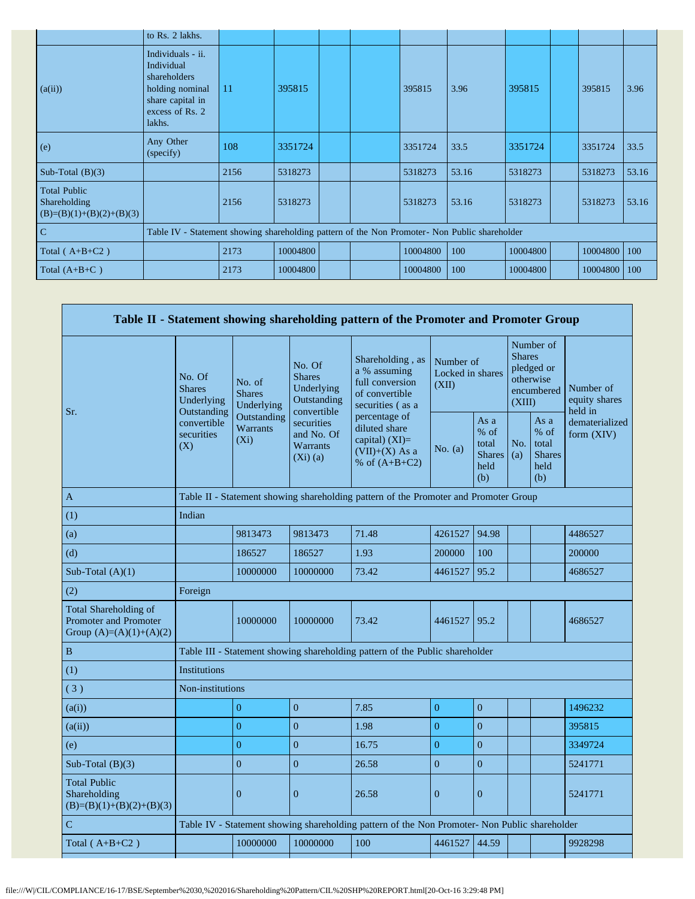| | | | | | | | | | | | |
|---|---|---|---|---|---|---|---|---|---|---|---|
| | to Rs. 2 lakhs. | | | | | | | | | | |
| (a(ii)) | Individuals - ii. Individual shareholders holding nominal share capital in excess of Rs. 2 lakhs. | 11 | 395815 | | | 395815 | 3.96 | 395815 | | 395815 | 3.96 |
| (e) | Any Other (specify) | 108 | 3351724 | | | 3351724 | 33.5 | 3351724 | | 3351724 | 33.5 |
| Sub-Total (B)(3) | | 2156 | 5318273 | | | 5318273 | 53.16 | 5318273 | | 5318273 | 53.16 |
| Total Public Shareholding (B)=(B)(1)+(B)(2)+(B)(3) | | 2156 | 5318273 | | | 5318273 | 53.16 | 5318273 | | 5318273 | 53.16 |
| C | Table IV - Statement showing shareholding pattern of the Non Promoter- Non Public shareholder | | | | | | | | | | |
| Total ( A+B+C2 ) | | 2173 | 10004800 | | | 10004800 | 100 | 10004800 | | 10004800 | 100 |
| Total (A+B+C ) | | 2173 | 10004800 | | | 10004800 | 100 | 10004800 | | 10004800 | 100 |

## Table II - Statement showing shareholding pattern of the Promoter and Promoter Group

| Sr. | No. Of Shares Underlying Outstanding convertible securities (X) | No. of Shares Underlying Outstanding Warrants (Xi) | No. Of Shares Underlying Outstanding convertible securities and No. Of Warrants (Xi) (a) | Shareholding , as a % assuming full conversion of convertible securities ( as a percentage of diluted share capital) (XI)= (VII)+(X) As a % of (A+B+C2) | Number of Locked in shares (XII) | | Number of Shares pledged or otherwise encumbered (XIII) | | Number of equity shares held in dematerialized form (XIV) |
|---|---|---|---|---|---|---|---|---|---|
| | | | | | No. (a) | As a % of total Shares held (b) | No. (a) | As a % of total Shares held (b) | |
| A | Table II - Statement showing shareholding pattern of the Promoter and Promoter Group | | | | | | | | |
| (1) | Indian | | | | | | | | |
| (a) | | 9813473 | 9813473 | 71.48 | 4261527 | 94.98 | | | 4486527 |
| (d) | | 186527 | 186527 | 1.93 | 200000 | 100 | | | 200000 |
| Sub-Total (A)(1) | | 10000000 | 10000000 | 73.42 | 4461527 | 95.2 | | | 4686527 |
| (2) | Foreign | | | | | | | | |
| Total Shareholding of Promoter and Promoter Group (A)=(A)(1)+(A)(2) | | 10000000 | 10000000 | 73.42 | 4461527 | 95.2 | | | 4686527 |
| B | Table III - Statement showing shareholding pattern of the Public shareholder | | | | | | | | |
| (1) | Institutions | | | | | | | | |
| ( 3 ) | Non-institutions | | | | | | | | |
| (a(i)) | | 0 | 0 | 7.85 | 0 | 0 | | | 1496232 |
| (a(ii)) | | 0 | 0 | 1.98 | 0 | 0 | | | 395815 |
| (e) | | 0 | 0 | 16.75 | 0 | 0 | | | 3349724 |
| Sub-Total (B)(3) | | 0 | 0 | 26.58 | 0 | 0 | | | 5241771 |
| Total Public Shareholding (B)=(B)(1)+(B)(2)+(B)(3) | | 0 | 0 | 26.58 | 0 | 0 | | | 5241771 |
| C | Table IV - Statement showing shareholding pattern of the Non Promoter- Non Public shareholder | | | | | | | | |
| Total ( A+B+C2 ) | | 10000000 | 10000000 | 100 | 4461527 | 44.59 | | | 9928298 |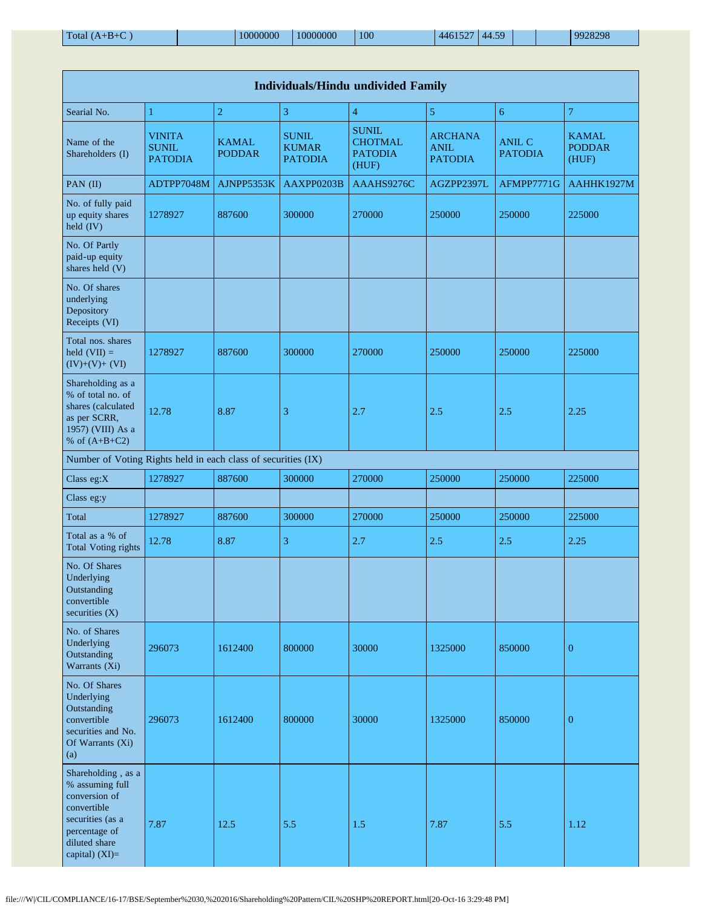| Total (A+B+C ) | | 10000000 | 10000000 | 100 | 4461527 | 44.59 | | | 9928298 |
|---|---|---|---|---|---|---|---|---|---|

| Individuals/Hindu undivided Family | | | | | | | |
|---|---|---|---|---|---|---|---|
| Searial No. | 1 | 2 | 3 | 4 | 5 | 6 | 7 |
| Name of the Shareholders (I) | VINITA SUNIL PATODIA | KAMAL PODDAR | SUNIL KUMAR PATODIA | SUNIL CHOTMAL PATODIA (HUF) | ARCHANA ANIL PATODIA | ANIL C PATODIA | KAMAL PODDAR (HUF) |
| PAN (II) | ADTPP7048M | AJNPP5353K | AAXPP0203B | AAAHS9276C | AGZPP2397L | AFMPP7771G | AAHHK1927M |
| No. of fully paid up equity shares held (IV) | 1278927 | 887600 | 300000 | 270000 | 250000 | 250000 | 225000 |
| No. Of Partly paid-up equity shares held (V) | | | | | | | |
| No. Of shares underlying Depository Receipts (VI) | | | | | | | |
| Total nos. shares held (VII) = (IV)+(V)+ (VI) | 1278927 | 887600 | 300000 | 270000 | 250000 | 250000 | 225000 |
| Shareholding as a % of total no. of shares (calculated as per SCRR, 1957) (VIII) As a % of (A+B+C2) | 12.78 | 8.87 | 3 | 2.7 | 2.5 | 2.5 | 2.25 |
| Number of Voting Rights held in each class of securities (IX) | | | | | | | |
| Class eg:X | 1278927 | 887600 | 300000 | 270000 | 250000 | 250000 | 225000 |
| Class eg:y | | | | | | | |
| Total | 1278927 | 887600 | 300000 | 270000 | 250000 | 250000 | 225000 |
| Total as a % of Total Voting rights | 12.78 | 8.87 | 3 | 2.7 | 2.5 | 2.5 | 2.25 |
| No. Of Shares Underlying Outstanding convertible securities (X) | | | | | | | |
| No. of Shares Underlying Outstanding Warrants (Xi) | 296073 | 1612400 | 800000 | 30000 | 1325000 | 850000 | 0 |
| No. Of Shares Underlying Outstanding convertible securities and No. Of Warrants (Xi) (a) | 296073 | 1612400 | 800000 | 30000 | 1325000 | 850000 | 0 |
| Shareholding , as a % assuming full conversion of convertible securities (as a percentage of diluted share capital) (XI)= | 7.87 | 12.5 | 5.5 | 1.5 | 7.87 | 5.5 | 1.12 |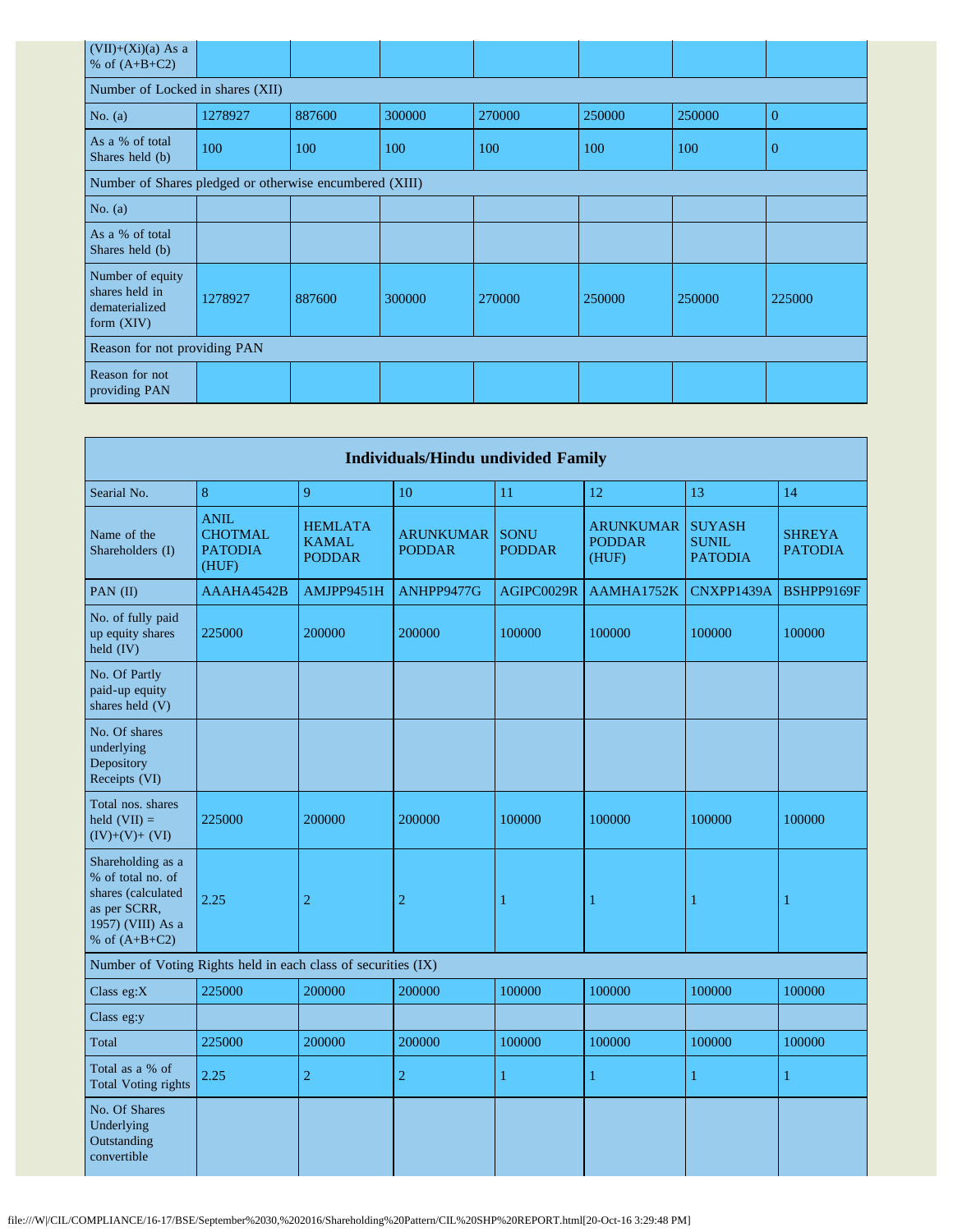| (VII)+(Xi)(a) As a % of (A+B+C2) | | | | | | | |
|---|---|---|---|---|---|---|---|
| Number of Locked in shares (XII) | | | | | | | |
| No. (a) | 1278927 | 887600 | 300000 | 270000 | 250000 | 250000 | 0 |
| As a % of total Shares held (b) | 100 | 100 | 100 | 100 | 100 | 100 | 0 |
| Number of Shares pledged or otherwise encumbered (XIII) | | | | | | | |
| No. (a) | | | | | | | |
| As a % of total Shares held (b) | | | | | | | |
| Number of equity shares held in dematerialized form (XIV) | 1278927 | 887600 | 300000 | 270000 | 250000 | 250000 | 225000 |
| Reason for not providing PAN | | | | | | | |
| Reason for not providing PAN | | | | | | | |

| Individuals/Hindu undivided Family | | | | | | | |
|---|---|---|---|---|---|---|---|
| Searial No. | 8 | 9 | 10 | 11 | 12 | 13 | 14 |
| Name of the Shareholders (I) | ANIL CHOTMAL PATODIA (HUF) | HEMLATA KAMAL PODDAR | ARUNKUMAR PODDAR | SONU PODDAR | ARUNKUMAR PODDAR (HUF) | SUYASH SUNIL PATODIA | SHREYA PATODIA |
| PAN (II) | AAAHA4542B | AMJPP9451H | ANHPP9477G | AGIPC0029R | AAMHA1752K | CNXPP1439A | BSHPP9169F |
| No. of fully paid up equity shares held (IV) | 225000 | 200000 | 200000 | 100000 | 100000 | 100000 | 100000 |
| No. Of Partly paid-up equity shares held (V) | | | | | | | |
| No. Of shares underlying Depository Receipts (VI) | | | | | | | |
| Total nos. shares held (VII) = (IV)+(V)+ (VI) | 225000 | 200000 | 200000 | 100000 | 100000 | 100000 | 100000 |
| Shareholding as a % of total no. of shares (calculated as per SCRR, 1957) (VIII) As a % of (A+B+C2) | 2.25 | 2 | 2 | 1 | 1 | 1 | 1 |
| Number of Voting Rights held in each class of securities (IX) | | | | | | | |
| Class eg:X | 225000 | 200000 | 200000 | 100000 | 100000 | 100000 | 100000 |
| Class eg:y | | | | | | | |
| Total | 225000 | 200000 | 200000 | 100000 | 100000 | 100000 | 100000 |
| Total as a % of Total Voting rights | 2.25 | 2 | 2 | 1 | 1 | 1 | 1 |
| No. Of Shares Underlying Outstanding convertible | | | | | | | |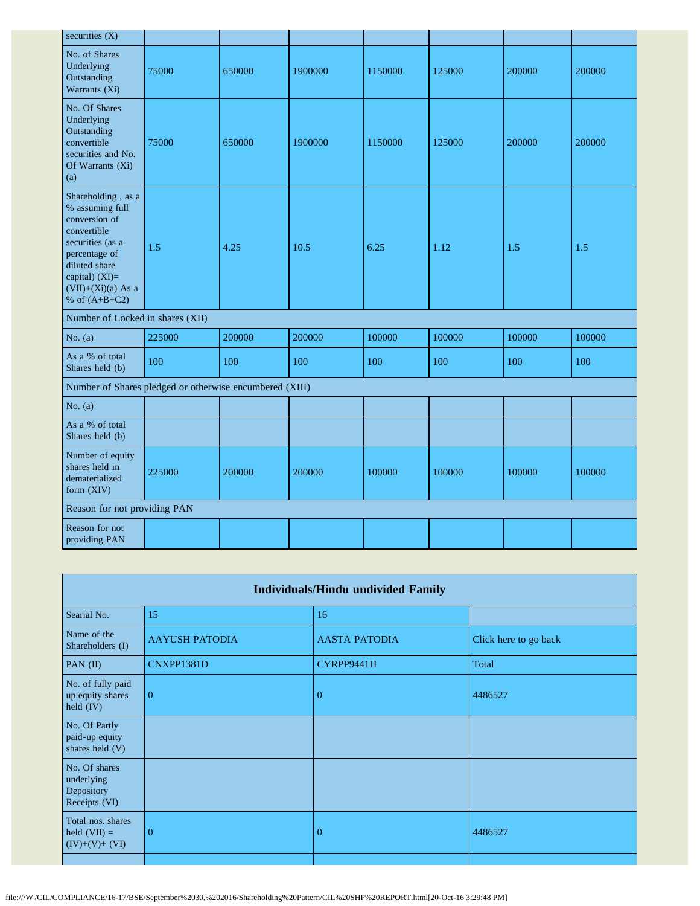| securities (X) | | | | | | | |
|---|---|---|---|---|---|---|---|
| No. of Shares Underlying Outstanding Warrants (Xi) | 75000 | 650000 | 1900000 | 1150000 | 125000 | 200000 | 200000 |
| No. Of Shares Underlying Outstanding convertible securities and No. Of Warrants (Xi) (a) | 75000 | 650000 | 1900000 | 1150000 | 125000 | 200000 | 200000 |
| Shareholding , as a % assuming full conversion of convertible securities (as a percentage of diluted share capital) (XI)= (VII)+(Xi)(a) As a % of (A+B+C2) | 1.5 | 4.25 | 10.5 | 6.25 | 1.12 | 1.5 | 1.5 |
| Number of Locked in shares (XII) | | | | | | | |
| No. (a) | 225000 | 200000 | 200000 | 100000 | 100000 | 100000 | 100000 |
| As a % of total Shares held (b) | 100 | 100 | 100 | 100 | 100 | 100 | 100 |
| Number of Shares pledged or otherwise encumbered (XIII) | | | | | | | |
| No. (a) | | | | | | | |
| As a % of total Shares held (b) | | | | | | | |
| Number of equity shares held in dematerialized form (XIV) | 225000 | 200000 | 200000 | 100000 | 100000 | 100000 | 100000 |
| Reason for not providing PAN | | | | | | | |
| Reason for not providing PAN | | | | | | | |

| Individuals/Hindu undivided Family | | | |
|---|---|---|---|
| Searial No. | 15 | 16 | |
| Name of the Shareholders (I) | AAYUSH PATODIA | AASTA PATODIA | Click here to go back |
| PAN (II) | CNXPP1381D | CYRPP9441H | Total |
| No. of fully paid up equity shares held (IV) | 0 | 0 | 4486527 |
| No. Of Partly paid-up equity shares held (V) | | | |
| No. Of shares underlying Depository Receipts (VI) | | | |
| Total nos. shares held (VII) = (IV)+(V)+ (VI) | 0 | 0 | 4486527 |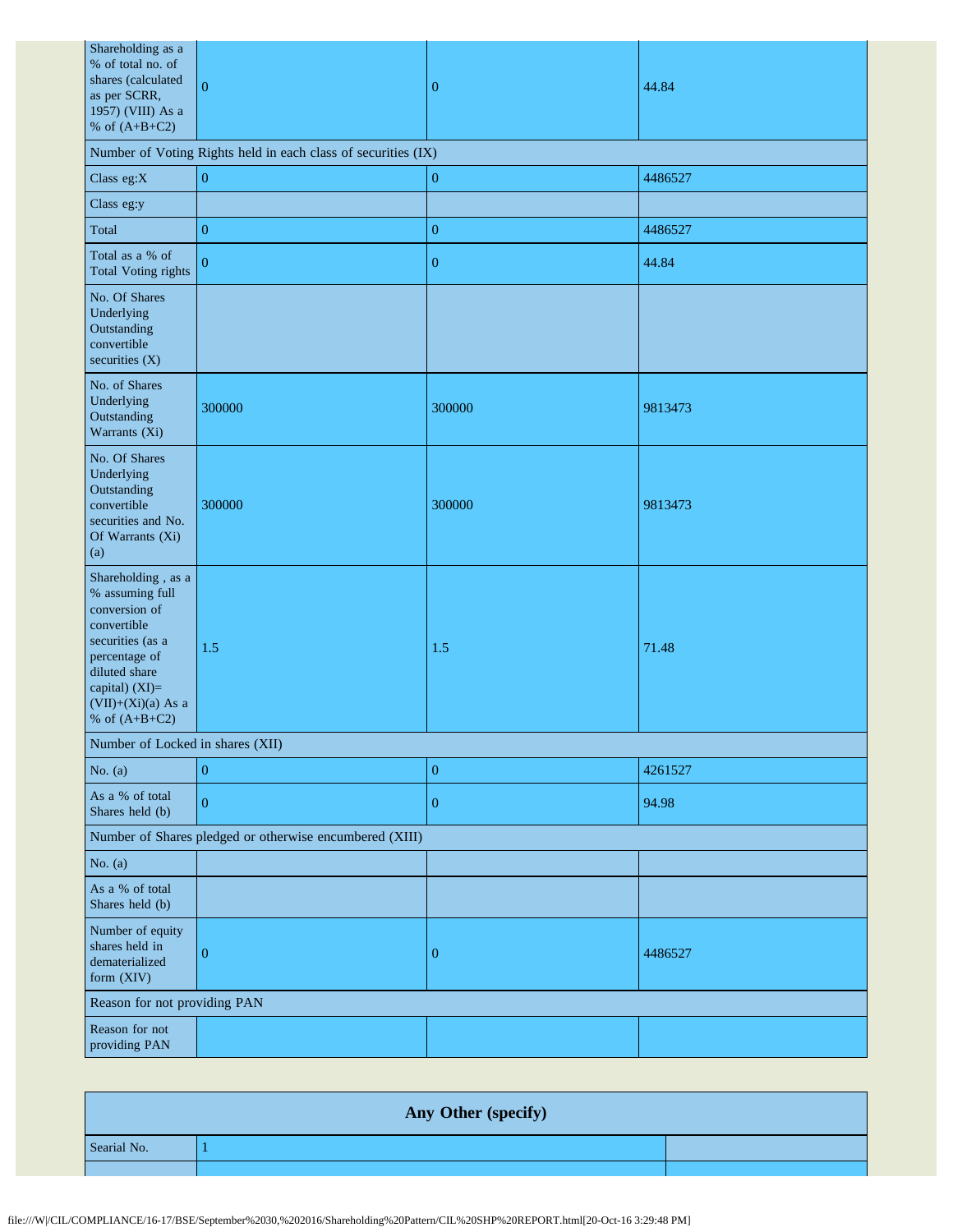| | | | |
|---|---|---|---|
| Shareholding as a % of total no. of shares (calculated as per SCRR, 1957) (VIII) As a % of (A+B+C2) | 0 | 0 | 44.84 |
| Number of Voting Rights held in each class of securities (IX) | | | |
| Class eg:X | 0 | 0 | 4486527 |
| Class eg:y | | | |
| Total | 0 | 0 | 4486527 |
| Total as a % of Total Voting rights | 0 | 0 | 44.84 |
| No. Of Shares Underlying Outstanding convertible securities (X) | | | |
| No. of Shares Underlying Outstanding Warrants (Xi) | 300000 | 300000 | 9813473 |
| No. Of Shares Underlying Outstanding convertible securities and No. Of Warrants (Xi) (a) | 300000 | 300000 | 9813473 |
| Shareholding , as a % assuming full conversion of convertible securities (as a percentage of diluted share capital) (XI)= (VII)+(Xi)(a) As a % of (A+B+C2) | 1.5 | 1.5 | 71.48 |
| Number of Locked in shares (XII) | | | |
| No. (a) | 0 | 0 | 4261527 |
| As a % of total Shares held (b) | 0 | 0 | 94.98 |
| Number of Shares pledged or otherwise encumbered (XIII) | | | |
| No. (a) | | | |
| As a % of total Shares held (b) | | | |
| Number of equity shares held in dematerialized form (XIV) | 0 | 0 | 4486527 |
| Reason for not providing PAN | | | |
| Reason for not providing PAN | | | |

## Any Other (specify)

| | | |
|---|---|---|
| Searial No. | 1 | |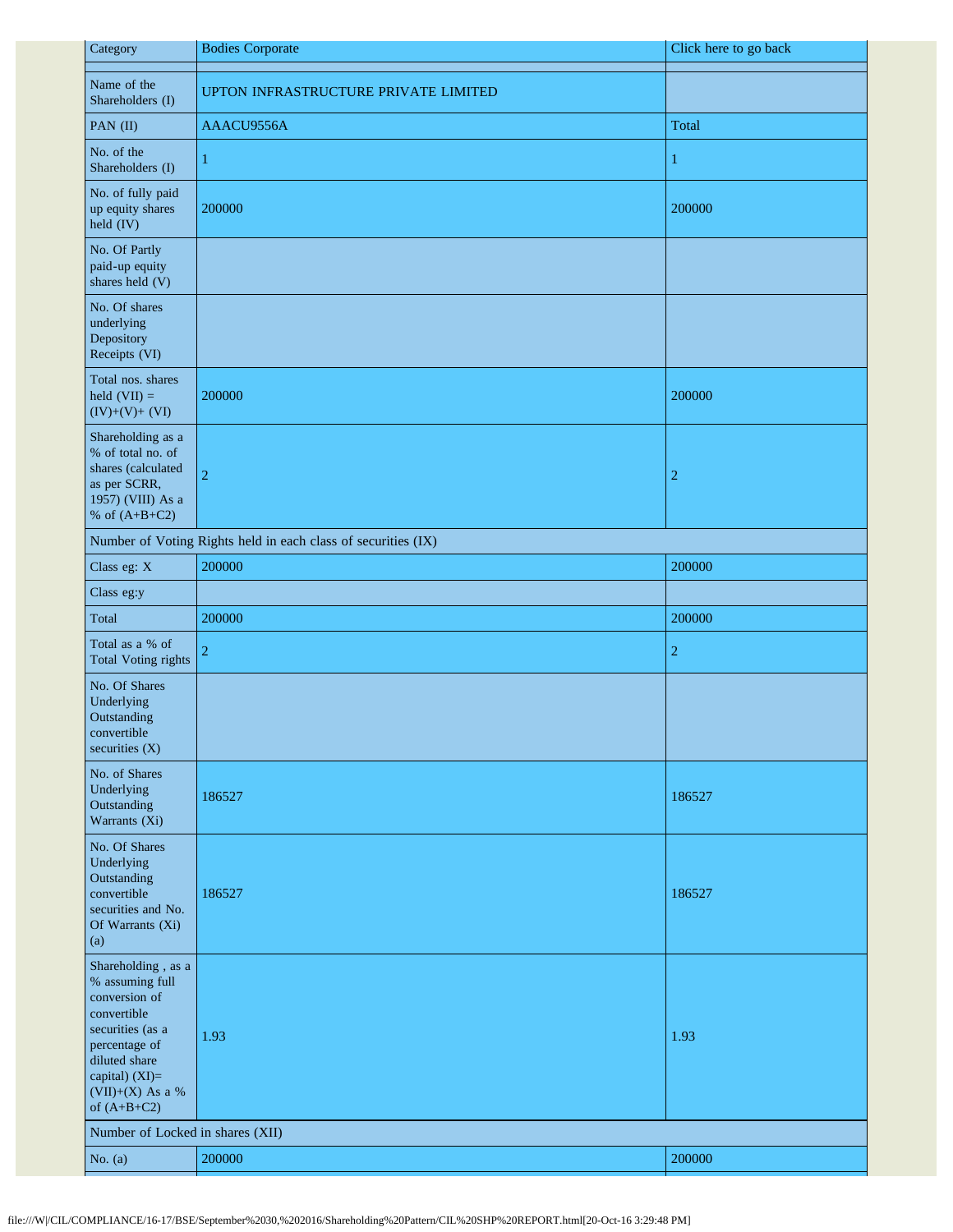| Category | Bodies Corporate | Click here to go back |
|---|---|---|
| | | |
| Name of the Shareholders (I) | UPTON INFRASTRUCTURE PRIVATE LIMITED | |
| PAN (II) | AAACU9556A | Total |
| No. of the Shareholders (I) | 1 | 1 |
| No. of fully paid up equity shares held (IV) | 200000 | 200000 |
| No. Of Partly paid-up equity shares held (V) | | |
| No. Of shares underlying Depository Receipts (VI) | | |
| Total nos. shares held (VII) = (IV)+(V)+ (VI) | 200000 | 200000 |
| Shareholding as a % of total no. of shares (calculated as per SCRR, 1957) (VIII) As a % of (A+B+C2) | 2 | 2 |
| Number of Voting Rights held in each class of securities (IX) | | |
| Class eg: X | 200000 | 200000 |
| Class eg:y | | |
| Total | 200000 | 200000 |
| Total as a % of Total Voting rights | 2 | 2 |
| No. Of Shares Underlying Outstanding convertible securities (X) | | |
| No. of Shares Underlying Outstanding Warrants (Xi) | 186527 | 186527 |
| No. Of Shares Underlying Outstanding convertible securities and No. Of Warrants (Xi) (a) | 186527 | 186527 |
| Shareholding , as a % assuming full conversion of convertible securities (as a percentage of diluted share capital) (XI)= (VII)+(X) As a % of (A+B+C2) | 1.93 | 1.93 |
| Number of Locked in shares (XII) | | |
| No. (a) | 200000 | 200000 |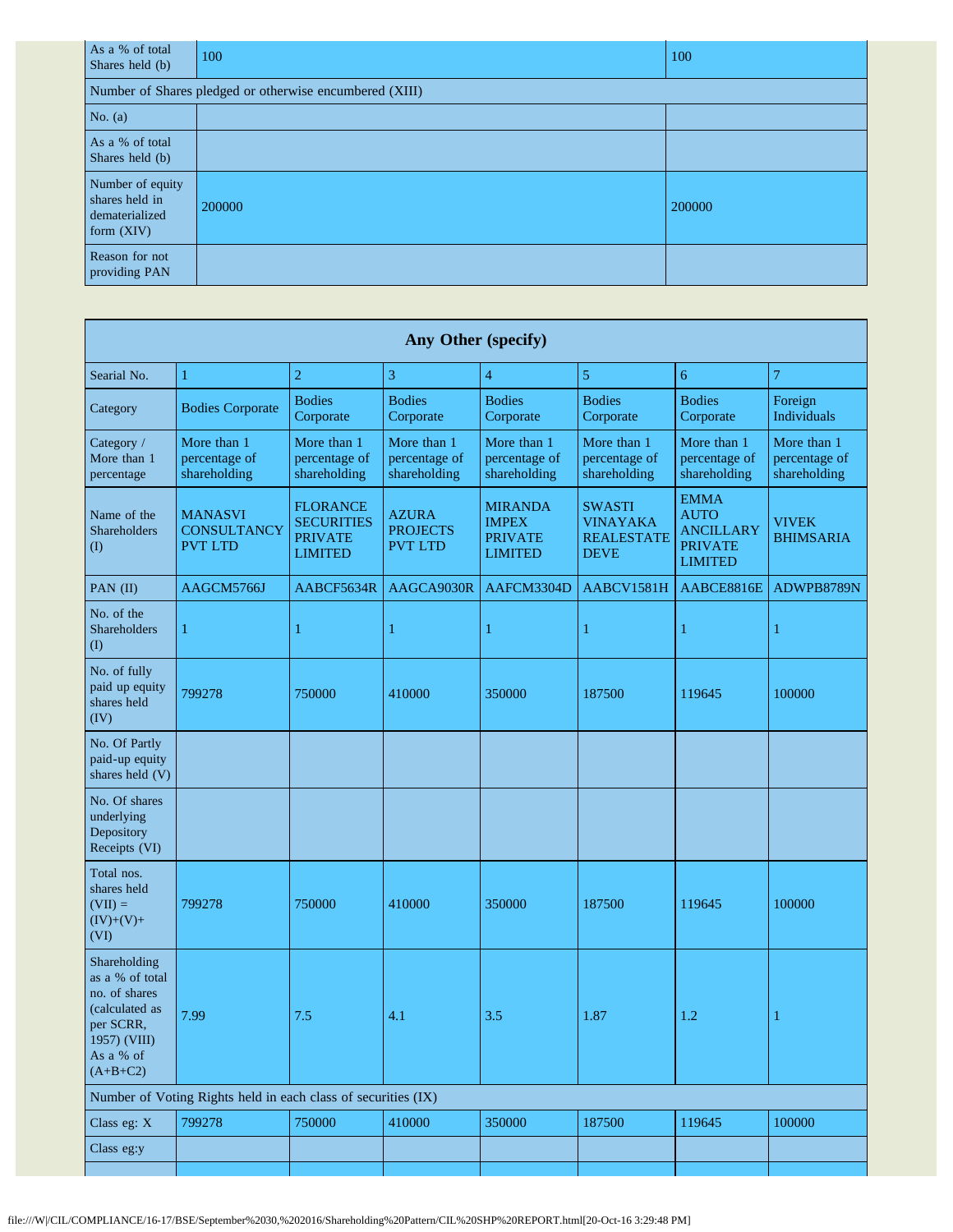| | | |
|---|---|---|
| As a % of total Shares held (b) | 100 | 100 |
| Number of Shares pledged or otherwise encumbered (XIII) | | |
| No. (a) | | |
| As a % of total Shares held (b) | | |
| Number of equity shares held in dematerialized form (XIV) | 200000 | 200000 |
| Reason for not providing PAN | | |

## Any Other (specify)

| Searial No. | 1 | 2 | 3 | 4 | 5 | 6 | 7 |
|---|---|---|---|---|---|---|---|
| Category | Bodies Corporate | Bodies Corporate | Bodies Corporate | Bodies Corporate | Bodies Corporate | Bodies Corporate | Foreign Individuals |
| Category / More than 1 percentage | More than 1 percentage of shareholding | More than 1 percentage of shareholding | More than 1 percentage of shareholding | More than 1 percentage of shareholding | More than 1 percentage of shareholding | More than 1 percentage of shareholding | More than 1 percentage of shareholding |
| Name of the Shareholders (I) | MANASVI CONSULTANCY PVT LTD | FLORANCE SECURITIES PRIVATE LIMITED | AZURA PROJECTS PVT LTD | MIRANDA IMPEX PRIVATE LIMITED | SWASTI VINAYAKA REALESTATE DEVE | EMMA AUTO ANCILLARY PRIVATE LIMITED | VIVEK BHIMSARIA |
| PAN (II) | AAGCM5766J | AABCF5634R | AAGCA9030R | AAFCM3304D | AABCV1581H | AABCE8816E | ADWPB8789N |
| No. of the Shareholders (I) | 1 | 1 | 1 | 1 | 1 | 1 | 1 |
| No. of fully paid up equity shares held (IV) | 799278 | 750000 | 410000 | 350000 | 187500 | 119645 | 100000 |
| No. Of Partly paid-up equity shares held (V) | | | | | | | |
| No. Of shares underlying Depository Receipts (VI) | | | | | | | |
| Total nos. shares held (VII) = (IV)+(V)+ (VI) | 799278 | 750000 | 410000 | 350000 | 187500 | 119645 | 100000 |
| Shareholding as a % of total no. of shares (calculated as per SCRR, 1957) (VIII) As a % of (A+B+C2) | 7.99 | 7.5 | 4.1 | 3.5 | 1.87 | 1.2 | 1 |
| Number of Voting Rights held in each class of securities (IX) | | | | | | | |
| Class eg: X | 799278 | 750000 | 410000 | 350000 | 187500 | 119645 | 100000 |
| Class eg:y | | | | | | | |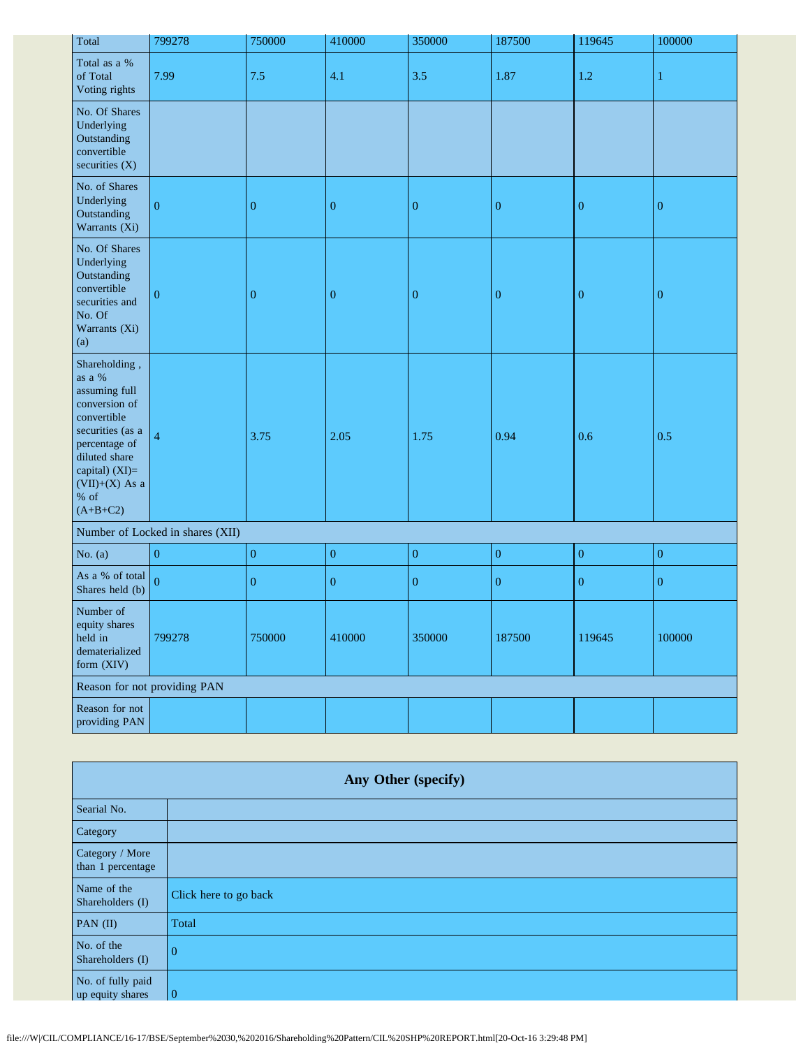| Total | 799278 | 750000 | 410000 | 350000 | 187500 | 119645 | 100000 |
|---|---|---|---|---|---|---|---|
| Total as a % of Total Voting rights | 7.99 | 7.5 | 4.1 | 3.5 | 1.87 | 1.2 | 1 |
| No. Of Shares Underlying Outstanding convertible securities (X) | | | | | | | |
| No. of Shares Underlying Outstanding Warrants (Xi) | 0 | 0 | 0 | 0 | 0 | 0 | 0 |
| No. Of Shares Underlying Outstanding convertible securities and No. Of Warrants (Xi) (a) | 0 | 0 | 0 | 0 | 0 | 0 | 0 |
| Shareholding , as a % assuming full conversion of convertible securities (as a percentage of diluted share capital) (XI)= (VII)+(X) As a % of (A+B+C2) | 4 | 3.75 | 2.05 | 1.75 | 0.94 | 0.6 | 0.5 |
| Number of Locked in shares (XII) | | | | | | | |
| No. (a) | 0 | 0 | 0 | 0 | 0 | 0 | 0 |
| As a % of total Shares held (b) | 0 | 0 | 0 | 0 | 0 | 0 | 0 |
| Number of equity shares held in dematerialized form (XIV) | 799278 | 750000 | 410000 | 350000 | 187500 | 119645 | 100000 |
| Reason for not providing PAN | | | | | | | |
| Reason for not providing PAN | | | | | | | |

| Any Other (specify) | |
|---|---|
| Searial No. | |
| Category | |
| Category / More than 1 percentage | |
| Name of the Shareholders (I) | Click here to go back |
| PAN (II) | Total |
| No. of the Shareholders (I) | 0 |
| No. of fully paid up equity shares | 0 |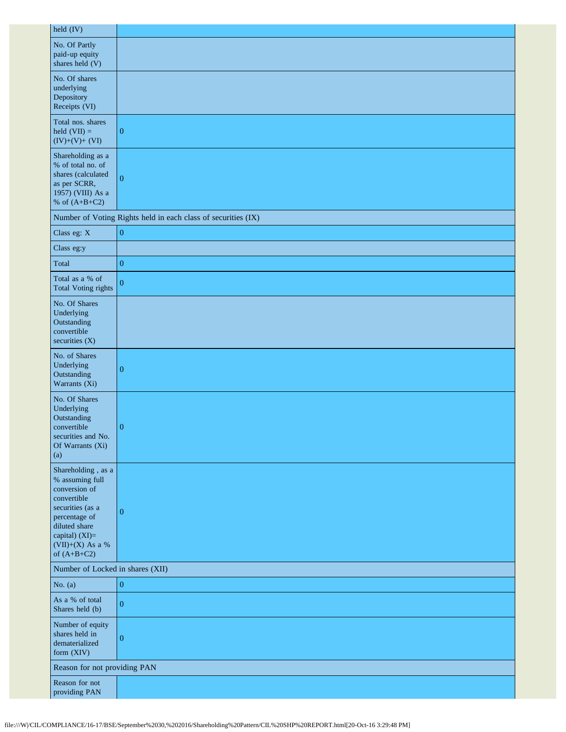| held (IV) | |
|---|---|
| No. Of Partly paid-up equity shares held (V) | |
| No. Of shares underlying Depository Receipts (VI) | |
| Total nos. shares held (VII) = (IV)+(V)+ (VI) | 0 |
| Shareholding as a % of total no. of shares (calculated as per SCRR, 1957) (VIII) As a % of (A+B+C2) | 0 |
| Number of Voting Rights held in each class of securities (IX) | |
| Class eg: X | 0 |
| Class eg:y | |
| Total | 0 |
| Total as a % of Total Voting rights | 0 |
| No. Of Shares Underlying Outstanding convertible securities (X) | |
| No. of Shares Underlying Outstanding Warrants (Xi) | 0 |
| No. Of Shares Underlying Outstanding convertible securities and No. Of Warrants (Xi) (a) | 0 |
| Shareholding , as a % assuming full conversion of convertible securities (as a percentage of diluted share capital) (XI)= (VII)+(X) As a % of (A+B+C2) | 0 |
| Number of Locked in shares (XII) | |
| No. (a) | 0 |
| As a % of total Shares held (b) | 0 |
| Number of equity shares held in dematerialized form (XIV) | 0 |
| Reason for not providing PAN | |
| Reason for not providing PAN | |